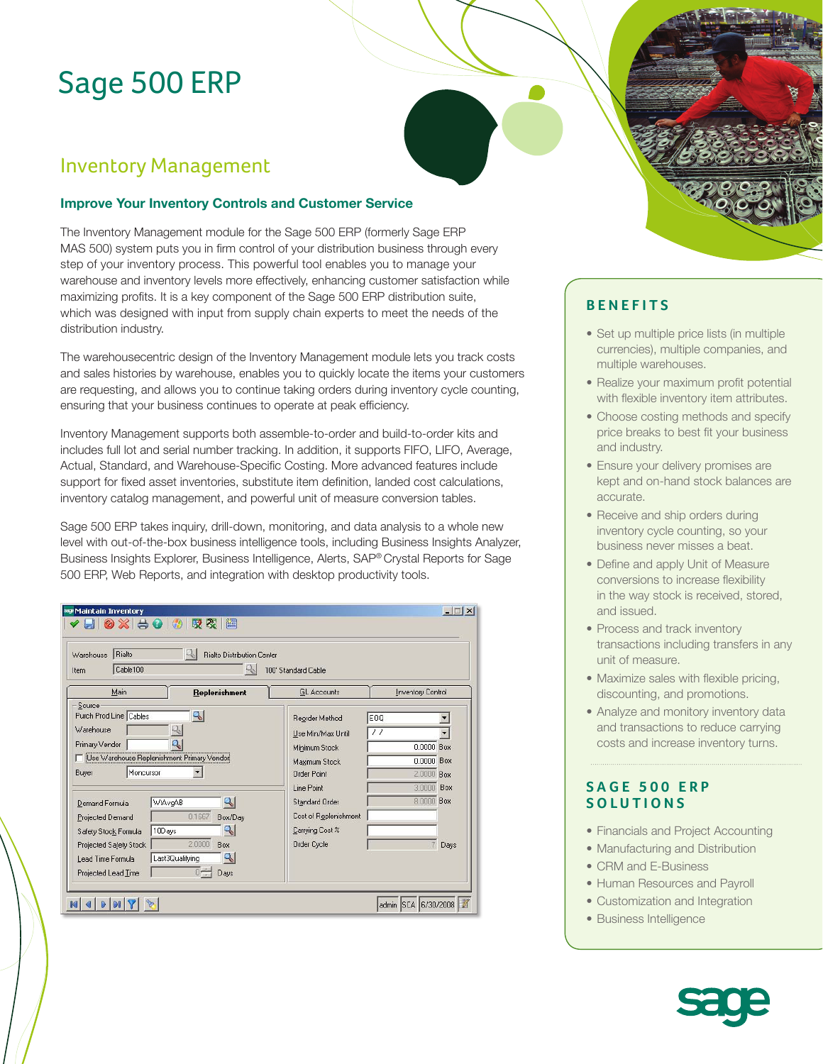# Sage 500 ERP

## Inventory Management

### Improve Your Inventory Controls and Customer Service

The Inventory Management module for the Sage 500 ERP (formerly Sage ERP MAS 500) system puts you in firm control of your distribution business through every step of your inventory process. This powerful tool enables you to manage your warehouse and inventory levels more effectively, enhancing customer satisfaction while maximizing profits. It is a key component of the Sage 500 ERP distribution suite, which was designed with input from supply chain experts to meet the needs of the distribution industry.

The warehousecentric design of the Inventory Management module lets you track costs and sales histories by warehouse, enables you to quickly locate the items your customers are requesting, and allows you to continue taking orders during inventory cycle counting, ensuring that your business continues to operate at peak efficiency.

Inventory Management supports both assemble-to-order and build-to-order kits and includes full lot and serial number tracking. In addition, it supports FIFO, LIFO, Average, Actual, Standard, and Warehouse-Specific Costing. More advanced features include support for fixed asset inventories, substitute item definition, landed cost calculations, inventory catalog management, and powerful unit of measure conversion tables.

Sage 500 ERP takes inquiry, drill-down, monitoring, and data analysis to a whole new level with out-of-the-box business intelligence tools, including Business Insights Analyzer, Business Insights Explorer, Business Intelligence, Alerts, SAP® Crystal Reports for Sage 500 ERP, Web Reports, and integration with desktop productivity tools.

## BENEFITS

- Set up multiple price lists (in multiple currencies), multiple companies, and multiple warehouses.
- Realize your maximum profit potential with flexible inventory item attributes.
- Choose costing methods and specify price breaks to best fit your business and industry.
- Ensure your delivery promises are kept and on-hand stock balances are accurate.
- Receive and ship orders during inventory cycle counting, so your business never misses a beat.
- Define and apply Unit of Measure conversions to increase flexibility in the way stock is received, stored, and issued.
- Process and track inventory transactions including transfers in any unit of measure.
- Maximize sales with flexible pricing, discounting, and promotions.
- Analyze and monitory inventory data and transactions to reduce carrying costs and increase inventory turns.

## SAGE 500 ERP SOLUTIONS

- Financials and Project Accounting
- Manufacturing and Distribution
- CRM and E-Business
- Human Resources and Payroll
- Customization and Integration
- Business Intelligence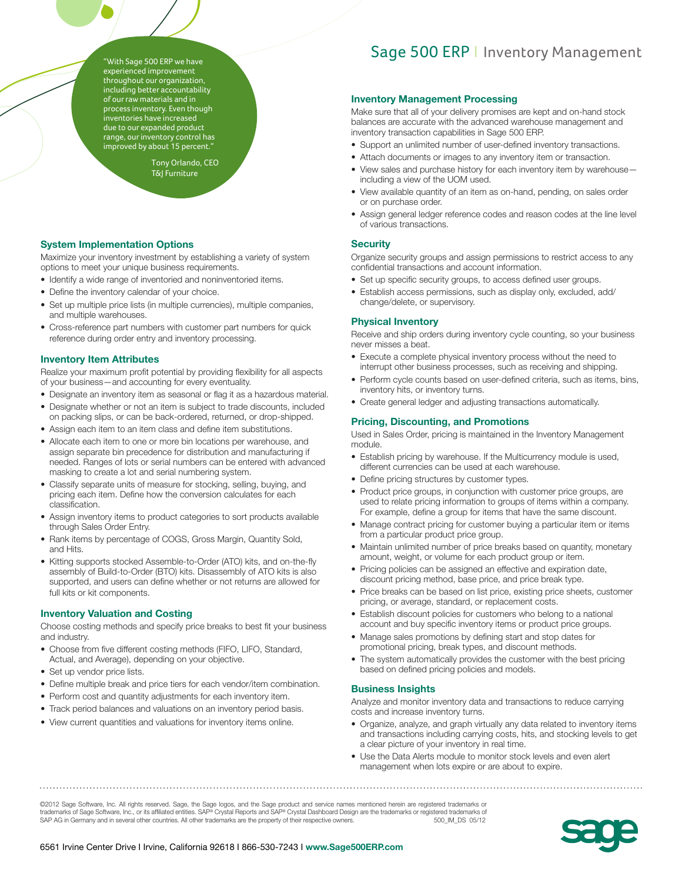# Sage 500 ERP | Inventory Management

> "With Sage 500 ERP we have experienced improvement throughout our organization, including better accountability of our raw materials and in process inventory. Even though inventories have increased due to our expanded product range, our inventory control has improved by about 15 percent."
>
> Tony Orlando, CEO
> T&J Furniture

### System Implementation Options

Maximize your inventory investment by establishing a variety of system options to meet your unique business requirements.

- Identify a wide range of inventoried and noninventoried items.
- Define the inventory calendar of your choice.
- Set up multiple price lists (in multiple currencies), multiple companies, and multiple warehouses.
- Cross-reference part numbers with customer part numbers for quick reference during order entry and inventory processing.

### Inventory Item Attributes

Realize your maximum profit potential by providing flexibility for all aspects of your business—and accounting for every eventuality.

- Designate an inventory item as seasonal or flag it as a hazardous material.
- Designate whether or not an item is subject to trade discounts, included on packing slips, or can be back-ordered, returned, or drop-shipped.
- Assign each item to an item class and define item substitutions.
- Allocate each item to one or more bin locations per warehouse, and assign separate bin precedence for distribution and manufacturing if needed. Ranges of lots or serial numbers can be entered with advanced masking to create a lot and serial numbering system.
- Classify separate units of measure for stocking, selling, buying, and pricing each item. Define how the conversion calculates for each classification.
- Assign inventory items to product categories to sort products available through Sales Order Entry.
- Rank items by percentage of COGS, Gross Margin, Quantity Sold, and Hits.
- Kitting supports stocked Assemble-to-Order (ATO) kits, and on-the-fly assembly of Build-to-Order (BTO) kits. Disassembly of ATO kits is also supported, and users can define whether or not returns are allowed for full kits or kit components.

### Inventory Valuation and Costing

Choose costing methods and specify price breaks to best fit your business and industry.

- Choose from five different costing methods (FIFO, LIFO, Standard, Actual, and Average), depending on your objective.
- Set up vendor price lists.
- Define multiple break and price tiers for each vendor/item combination.
- Perform cost and quantity adjustments for each inventory item.
- Track period balances and valuations on an inventory period basis.
- View current quantities and valuations for inventory items online.

### Inventory Management Processing

Make sure that all of your delivery promises are kept and on-hand stock balances are accurate with the advanced warehouse management and inventory transaction capabilities in Sage 500 ERP.

- Support an unlimited number of user-defined inventory transactions.
- Attach documents or images to any inventory item or transaction.
- View sales and purchase history for each inventory item by warehouse—including a view of the UOM used.
- View available quantity of an item as on-hand, pending, on sales order or on purchase order.
- Assign general ledger reference codes and reason codes at the line level of various transactions.

### Security

Organize security groups and assign permissions to restrict access to any confidential transactions and account information.

- Set up specific security groups, to access defined user groups.
- Establish access permissions, such as display only, excluded, add/change/delete, or supervisory.

### Physical Inventory

Receive and ship orders during inventory cycle counting, so your business never misses a beat.

- Execute a complete physical inventory process without the need to interrupt other business processes, such as receiving and shipping.
- Perform cycle counts based on user-defined criteria, such as items, bins, inventory hits, or inventory turns.
- Create general ledger and adjusting transactions automatically.

### Pricing, Discounting, and Promotions

Used in Sales Order, pricing is maintained in the Inventory Management module.

- Establish pricing by warehouse. If the Multicurrency module is used, different currencies can be used at each warehouse.
- Define pricing structures by customer types.
- Product price groups, in conjunction with customer price groups, are used to relate pricing information to groups of items within a company. For example, define a group for items that have the same discount.
- Manage contract pricing for customer buying a particular item or items from a particular product price group.
- Maintain unlimited number of price breaks based on quantity, monetary amount, weight, or volume for each product group or item.
- Pricing policies can be assigned an effective and expiration date, discount pricing method, base price, and price break type.
- Price breaks can be based on list price, existing price sheets, customer pricing, or average, standard, or replacement costs.
- Establish discount policies for customers who belong to a national account and buy specific inventory items or product price groups.
- Manage sales promotions by defining start and stop dates for promotional pricing, break types, and discount methods.
- The system automatically provides the customer with the best pricing based on defined pricing policies and models.

### Business Insights

Analyze and monitor inventory data and transactions to reduce carrying costs and increase inventory turns.

- Organize, analyze, and graph virtually any data related to inventory items and transactions including carrying costs, hits, and stocking levels to get a clear picture of your inventory in real time.
- Use the Data Alerts module to monitor stock levels and even alert management when lots expire or are about to expire.

©2012 Sage Software, Inc. All rights reserved. Sage, the Sage logos, and the Sage product and service names mentioned herein are registered trademarks or trademarks of Sage Software, Inc., or its affiliated entities. SAP® Crystal Reports and SAP® Crystal Dashboard Design are the trademarks or registered trademarks of SAP AG in Germany and in several other countries. All other trademarks are the property of their respective owners. 500_IM_DS 05/12

6561 Irvine Center Drive I Irvine, California 92618 I 866-530-7243 I **www.Sage500ERP.com**